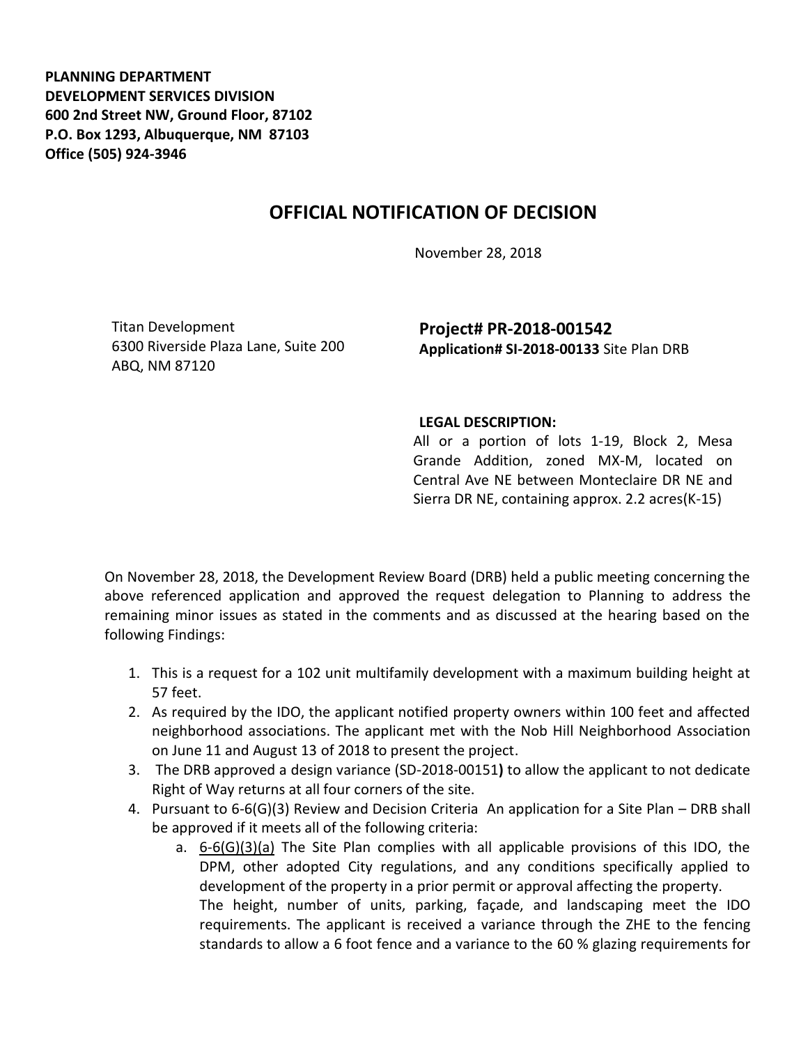**PLANNING DEPARTMENT**
**DEVELOPMENT SERVICES DIVISION**
**600 2nd Street NW, Ground Floor, 87102**
**P.O. Box 1293, Albuquerque, NM 87103**
**Office (505) 924-3946**

# OFFICIAL NOTIFICATION OF DECISION

November 28, 2018

Titan Development
6300 Riverside Plaza Lane, Suite 200
ABQ, NM 87120

**Project# PR-2018-001542**
**Application# SI-2018-00133** Site Plan DRB

**LEGAL DESCRIPTION:**
All or a portion of lots 1-19, Block 2, Mesa Grande Addition, zoned MX-M, located on Central Ave NE between Monteclaire DR NE and Sierra DR NE, containing approx. 2.2 acres(K-15)

On November 28, 2018, the Development Review Board (DRB) held a public meeting concerning the above referenced application and approved the request delegation to Planning to address the remaining minor issues as stated in the comments and as discussed at the hearing based on the following Findings:

1. This is a request for a 102 unit multifamily development with a maximum building height at 57 feet.
2. As required by the IDO, the applicant notified property owners within 100 feet and affected neighborhood associations. The applicant met with the Nob Hill Neighborhood Association on June 11 and August 13 of 2018 to present the project.
3. The DRB approved a design variance (SD-2018-00151**)** to allow the applicant to not dedicate Right of Way returns at all four corners of the site.
4. Pursuant to 6-6(G)(3) Review and Decision Criteria An application for a Site Plan – DRB shall be approved if it meets all of the following criteria:
   a. 6-6(G)(3)(a) The Site Plan complies with all applicable provisions of this IDO, the DPM, other adopted City regulations, and any conditions specifically applied to development of the property in a prior permit or approval affecting the property.
      The height, number of units, parking, façade, and landscaping meet the IDO requirements. The applicant is received a variance through the ZHE to the fencing standards to allow a 6 foot fence and a variance to the 60 % glazing requirements for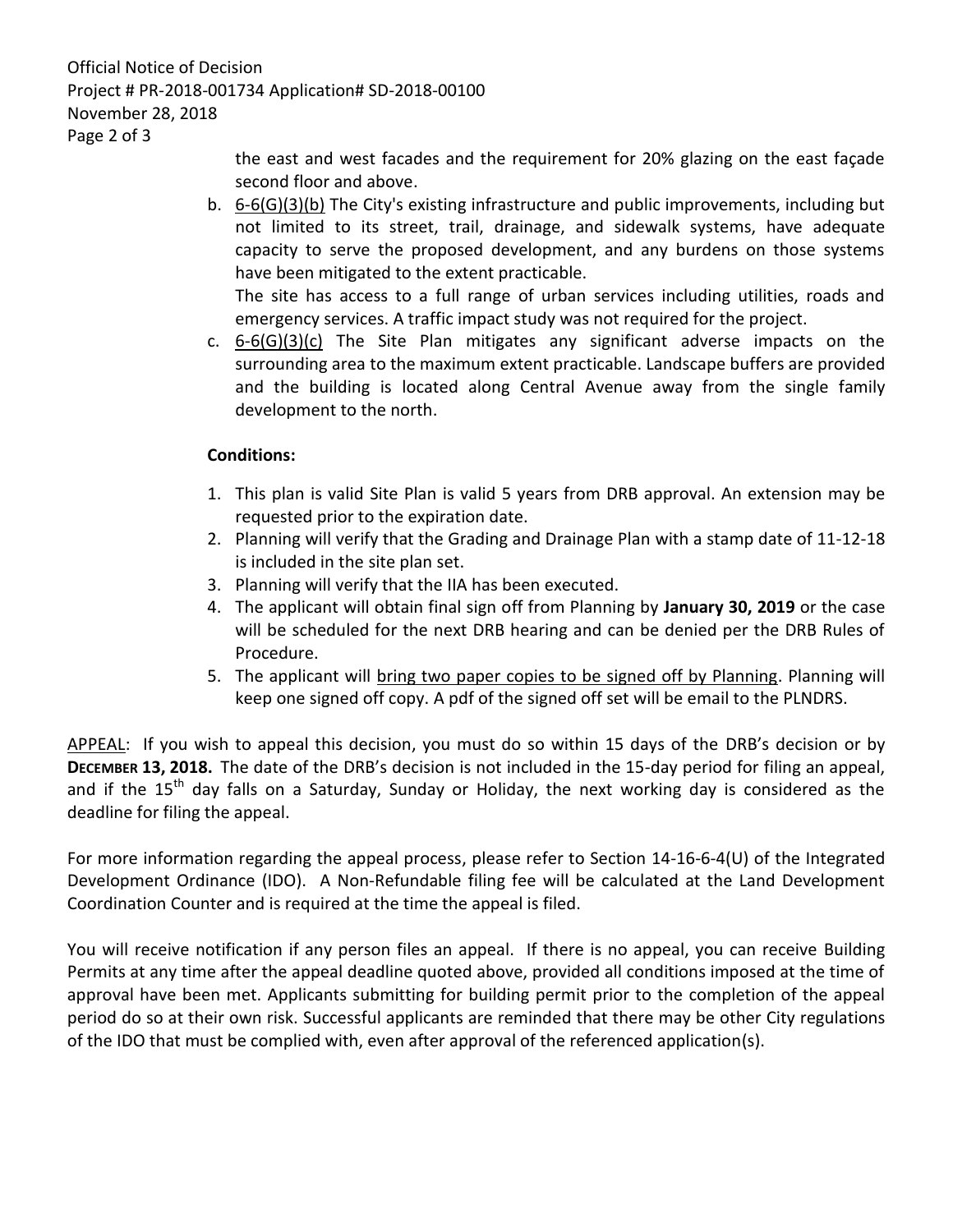the east and west facades and the requirement for 20% glazing on the east façade second floor and above.

b. 6-6(G)(3)(b) The City's existing infrastructure and public improvements, including but not limited to its street, trail, drainage, and sidewalk systems, have adequate capacity to serve the proposed development, and any burdens on those systems have been mitigated to the extent practicable.
   The site has access to a full range of urban services including utilities, roads and emergency services. A traffic impact study was not required for the project.

c. 6-6(G)(3)(c) The Site Plan mitigates any significant adverse impacts on the surrounding area to the maximum extent practicable. Landscape buffers are provided and the building is located along Central Avenue away from the single family development to the north.

**Conditions:**

1. This plan is valid Site Plan is valid 5 years from DRB approval. An extension may be requested prior to the expiration date.
2. Planning will verify that the Grading and Drainage Plan with a stamp date of 11-12-18 is included in the site plan set.
3. Planning will verify that the IIA has been executed.
4. The applicant will obtain final sign off from Planning by **January 30, 2019** or the case will be scheduled for the next DRB hearing and can be denied per the DRB Rules of Procedure.
5. The applicant will bring two paper copies to be signed off by Planning. Planning will keep one signed off copy. A pdf of the signed off set will be email to the PLNDRS.

APPEAL: If you wish to appeal this decision, you must do so within 15 days of the DRB's decision or by **DECEMBER 13, 2018.** The date of the DRB's decision is not included in the 15-day period for filing an appeal, and if the 15th day falls on a Saturday, Sunday or Holiday, the next working day is considered as the deadline for filing the appeal.

For more information regarding the appeal process, please refer to Section 14-16-6-4(U) of the Integrated Development Ordinance (IDO). A Non-Refundable filing fee will be calculated at the Land Development Coordination Counter and is required at the time the appeal is filed.

You will receive notification if any person files an appeal. If there is no appeal, you can receive Building Permits at any time after the appeal deadline quoted above, provided all conditions imposed at the time of approval have been met. Applicants submitting for building permit prior to the completion of the appeal period do so at their own risk. Successful applicants are reminded that there may be other City regulations of the IDO that must be complied with, even after approval of the referenced application(s).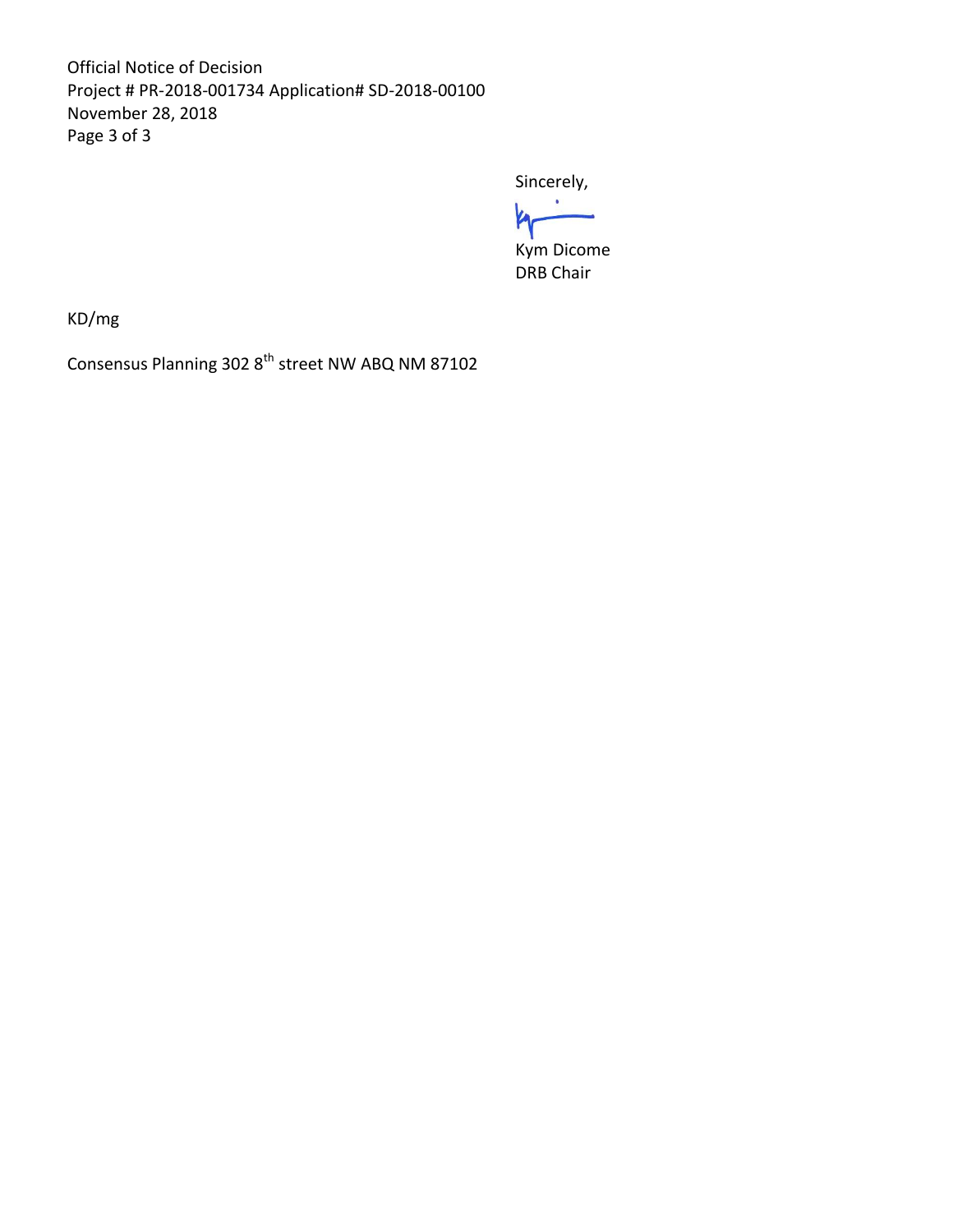Official Notice of Decision
Project # PR-2018-001734 Application# SD-2018-00100
November 28, 2018

Sincerely,

Kym Dicome
DRB Chair

KD/mg

Consensus Planning 302 8th street NW ABQ NM 87102